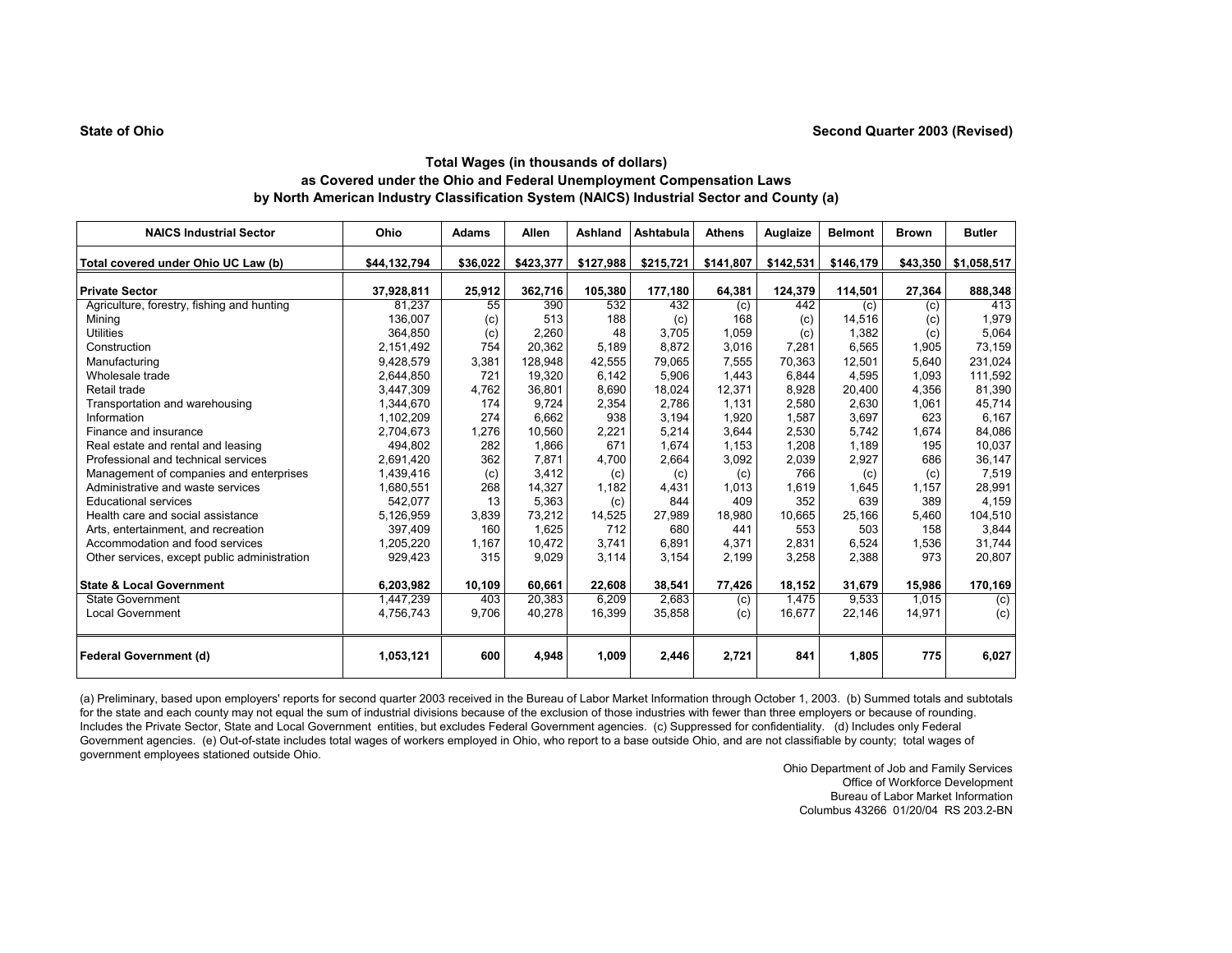State of Ohio

Second Quarter 2003 (Revised)

## Total Wages (in thousands of dollars)
## as Covered under the Ohio and Federal Unemployment Compensation Laws
## by North American Industry Classification System (NAICS) Industrial Sector and County (a)

| NAICS Industrial Sector | Ohio | Adams | Allen | Ashland | Ashtabula | Athens | Auglaize | Belmont | Brown | Butler |
|---|---|---|---|---|---|---|---|---|---|---|
| **Total covered under Ohio UC Law (b)** | **$44,132,794** | **$36,022** | **$423,377** | **$127,988** | **$215,721** | **$141,807** | **$142,531** | **$146,179** | **$43,350** | **$1,058,517** |
| **Private Sector** | **37,928,811** | **25,912** | **362,716** | **105,380** | **177,180** | **64,381** | **124,379** | **114,501** | **27,364** | **888,348** |
| Agriculture, forestry, fishing and hunting | 81,237 | 55 | 390 | 532 | 432 | (c) | 442 | (c) | (c) | 413 |
| Mining | 136,007 | (c) | 513 | 188 | (c) | 168 | (c) | 14,516 | (c) | 1,979 |
| Utilities | 364,850 | (c) | 2,260 | 48 | 3,705 | 1,059 | (c) | 1,382 | (c) | 5,064 |
| Construction | 2,151,492 | 754 | 20,362 | 5,189 | 8,872 | 3,016 | 7,281 | 6,565 | 1,905 | 73,159 |
| Manufacturing | 9,428,579 | 3,381 | 128,948 | 42,555 | 79,065 | 7,555 | 70,363 | 12,501 | 5,640 | 231,024 |
| Wholesale trade | 2,644,850 | 721 | 19,320 | 6,142 | 5,906 | 1,443 | 6,844 | 4,595 | 1,093 | 111,592 |
| Retail trade | 3,447,309 | 4,762 | 36,801 | 8,690 | 18,024 | 12,371 | 8,928 | 20,400 | 4,356 | 81,390 |
| Transportation and warehousing | 1,344,670 | 174 | 9,724 | 2,354 | 2,786 | 1,131 | 2,580 | 2,630 | 1,061 | 45,714 |
| Information | 1,102,209 | 274 | 6,662 | 938 | 3,194 | 1,920 | 1,587 | 3,697 | 623 | 6,167 |
| Finance and insurance | 2,704,673 | 1,276 | 10,560 | 2,221 | 5,214 | 3,644 | 2,530 | 5,742 | 1,674 | 84,086 |
| Real estate and rental and leasing | 494,802 | 282 | 1,866 | 671 | 1,674 | 1,153 | 1,208 | 1,189 | 195 | 10,037 |
| Professional and technical services | 2,691,420 | 362 | 7,871 | 4,700 | 2,664 | 3,092 | 2,039 | 2,927 | 686 | 36,147 |
| Management of companies and enterprises | 1,439,416 | (c) | 3,412 | (c) | (c) | (c) | 766 | (c) | (c) | 7,519 |
| Administrative and waste services | 1,680,551 | 268 | 14,327 | 1,182 | 4,431 | 1,013 | 1,619 | 1,645 | 1,157 | 28,991 |
| Educational services | 542,077 | 13 | 5,363 | (c) | 844 | 409 | 352 | 639 | 389 | 4,159 |
| Health care and social assistance | 5,126,959 | 3,839 | 73,212 | 14,525 | 27,989 | 18,980 | 10,665 | 25,166 | 5,460 | 104,510 |
| Arts, entertainment, and recreation | 397,409 | 160 | 1,625 | 712 | 680 | 441 | 553 | 503 | 158 | 3,844 |
| Accommodation and food services | 1,205,220 | 1,167 | 10,472 | 3,741 | 6,891 | 4,371 | 2,831 | 6,524 | 1,536 | 31,744 |
| Other services, except public administration | 929,423 | 315 | 9,029 | 3,114 | 3,154 | 2,199 | 3,258 | 2,388 | 973 | 20,807 |
| **State & Local Government** | **6,203,982** | **10,109** | **60,661** | **22,608** | **38,541** | **77,426** | **18,152** | **31,679** | **15,986** | **170,169** |
| State Government | 1,447,239 | 403 | 20,383 | 6,209 | 2,683 | (c) | 1,475 | 9,533 | 1,015 | (c) |
| Local Government | 4,756,743 | 9,706 | 40,278 | 16,399 | 35,858 | (c) | 16,677 | 22,146 | 14,971 | (c) |
| **Federal Government (d)** | **1,053,121** | **600** | **4,948** | **1,009** | **2,446** | **2,721** | **841** | **1,805** | **775** | **6,027** |

(a) Preliminary, based upon employers' reports for second quarter 2003 received in the Bureau of Labor Market Information through October 1, 2003. (b) Summed totals and subtotals for the state and each county may not equal the sum of industrial divisions because of the exclusion of those industries with fewer than three employers or because of rounding. Includes the Private Sector, State and Local Government entities, but excludes Federal Government agencies. (c) Suppressed for confidentiality. (d) Includes only Federal Government agencies. (e) Out-of-state includes total wages of workers employed in Ohio, who report to a base outside Ohio, and are not classifiable by county; total wages of government employees stationed outside Ohio.

Ohio Department of Job and Family Services
Office of Workforce Development
Bureau of Labor Market Information
Columbus 43266 01/20/04 RS 203.2-BN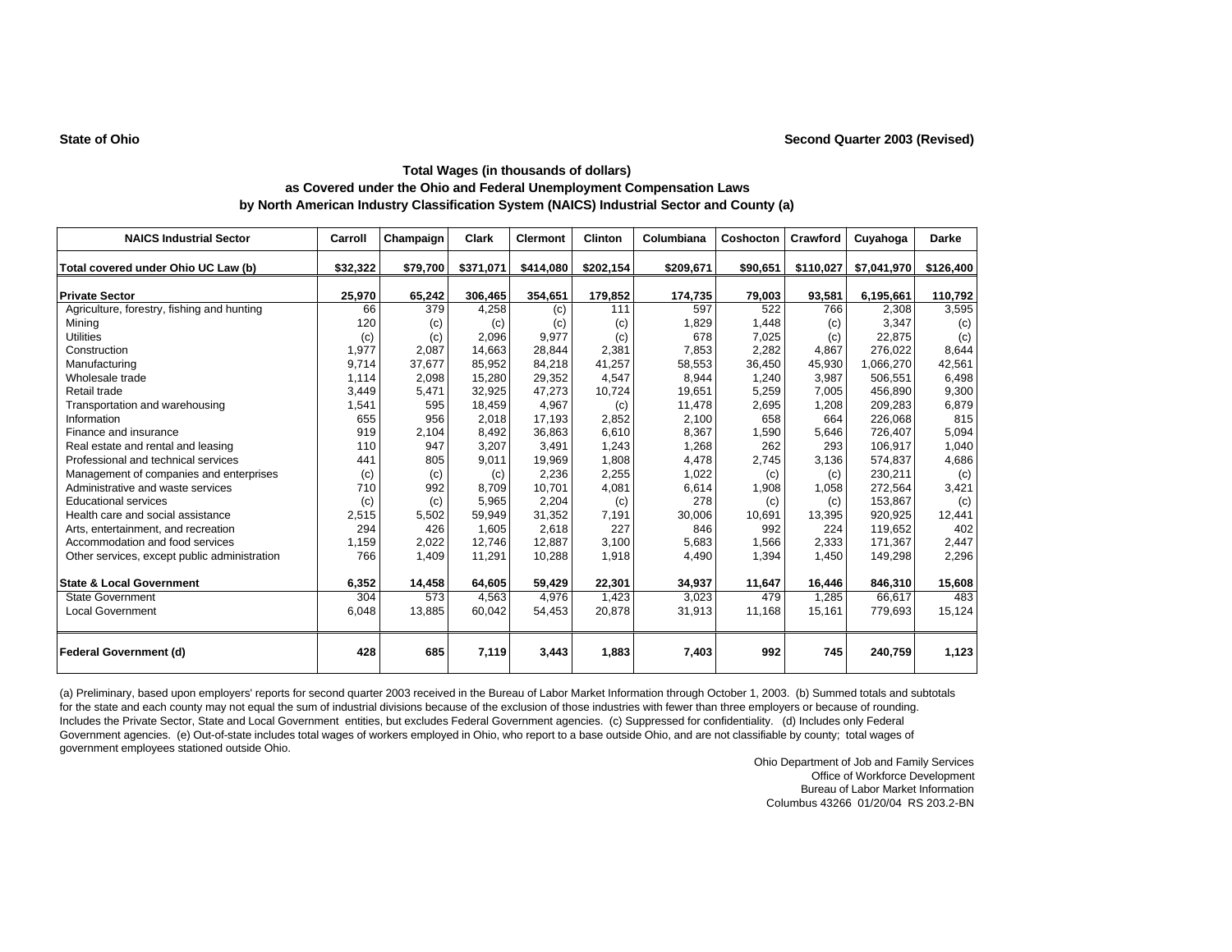**State of Ohio** **Second Quarter 2003 (Revised)**

### Total Wages (in thousands of dollars)
### as Covered under the Ohio and Federal Unemployment Compensation Laws
### by North American Industry Classification System (NAICS) Industrial Sector and County (a)

| NAICS Industrial Sector | Carroll | Champaign | Clark | Clermont | Clinton | Columbiana | Coshocton | Crawford | Cuyahoga | Darke |
|---|---|---|---|---|---|---|---|---|---|---|
| **Total covered under Ohio UC Law (b)** | **$32,322** | **$79,700** | **$371,071** | **$414,080** | **$202,154** | **$209,671** | **$90,651** | **$110,027** | **$7,041,970** | **$126,400** |
| **Private Sector** | **25,970** | **65,242** | **306,465** | **354,651** | **179,852** | **174,735** | **79,003** | **93,581** | **6,195,661** | **110,792** |
| Agriculture, forestry, fishing and hunting | 66 | 379 | 4,258 | (c) | 111 | 597 | 522 | 766 | 2,308 | 3,595 |
| Mining | 120 | (c) | (c) | (c) | (c) | 1,829 | 1,448 | (c) | 3,347 | (c) |
| Utilities | (c) | (c) | 2,096 | 9,977 | (c) | 678 | 7,025 | (c) | 22,875 | (c) |
| Construction | 1,977 | 2,087 | 14,663 | 28,844 | 2,381 | 7,853 | 2,282 | 4,867 | 276,022 | 8,644 |
| Manufacturing | 9,714 | 37,677 | 85,952 | 84,218 | 41,257 | 58,553 | 36,450 | 45,930 | 1,066,270 | 42,561 |
| Wholesale trade | 1,114 | 2,098 | 15,280 | 29,352 | 4,547 | 8,944 | 1,240 | 3,987 | 506,551 | 6,498 |
| Retail trade | 3,449 | 5,471 | 32,925 | 47,273 | 10,724 | 19,651 | 5,259 | 7,005 | 456,890 | 9,300 |
| Transportation and warehousing | 1,541 | 595 | 18,459 | 4,967 | (c) | 11,478 | 2,695 | 1,208 | 209,283 | 6,879 |
| Information | 655 | 956 | 2,018 | 17,193 | 2,852 | 2,100 | 658 | 664 | 226,068 | 815 |
| Finance and insurance | 919 | 2,104 | 8,492 | 36,863 | 6,610 | 8,367 | 1,590 | 5,646 | 726,407 | 5,094 |
| Real estate and rental and leasing | 110 | 947 | 3,207 | 3,491 | 1,243 | 1,268 | 262 | 293 | 106,917 | 1,040 |
| Professional and technical services | 441 | 805 | 9,011 | 19,969 | 1,808 | 4,478 | 2,745 | 3,136 | 574,837 | 4,686 |
| Management of companies and enterprises | (c) | (c) | (c) | 2,236 | 2,255 | 1,022 | (c) | (c) | 230,211 | (c) |
| Administrative and waste services | 710 | 992 | 8,709 | 10,701 | 4,081 | 6,614 | 1,908 | 1,058 | 272,564 | 3,421 |
| Educational services | (c) | (c) | 5,965 | 2,204 | (c) | 278 | (c) | (c) | 153,867 | (c) |
| Health care and social assistance | 2,515 | 5,502 | 59,949 | 31,352 | 7,191 | 30,006 | 10,691 | 13,395 | 920,925 | 12,441 |
| Arts, entertainment, and recreation | 294 | 426 | 1,605 | 2,618 | 227 | 846 | 992 | 224 | 119,652 | 402 |
| Accommodation and food services | 1,159 | 2,022 | 12,746 | 12,887 | 3,100 | 5,683 | 1,566 | 2,333 | 171,367 | 2,447 |
| Other services, except public administration | 766 | 1,409 | 11,291 | 10,288 | 1,918 | 4,490 | 1,394 | 1,450 | 149,298 | 2,296 |
| **State & Local Government** | **6,352** | **14,458** | **64,605** | **59,429** | **22,301** | **34,937** | **11,647** | **16,446** | **846,310** | **15,608** |
| State Government | 304 | 573 | 4,563 | 4,976 | 1,423 | 3,023 | 479 | 1,285 | 66,617 | 483 |
| Local Government | 6,048 | 13,885 | 60,042 | 54,453 | 20,878 | 31,913 | 11,168 | 15,161 | 779,693 | 15,124 |
| **Federal Government (d)** | **428** | **685** | **7,119** | **3,443** | **1,883** | **7,403** | **992** | **745** | **240,759** | **1,123** |

(a) Preliminary, based upon employers' reports for second quarter 2003 received in the Bureau of Labor Market Information through October 1, 2003. (b) Summed totals and subtotals for the state and each county may not equal the sum of industrial divisions because of the exclusion of those industries with fewer than three employers or because of rounding. Includes the Private Sector, State and Local Government entities, but excludes Federal Government agencies. (c) Suppressed for confidentiality. (d) Includes only Federal Government agencies. (e) Out-of-state includes total wages of workers employed in Ohio, who report to a base outside Ohio, and are not classifiable by county; total wages of government employees stationed outside Ohio.

Ohio Department of Job and Family Services
Office of Workforce Development
Bureau of Labor Market Information
Columbus 43266 01/20/04 RS 203.2-BN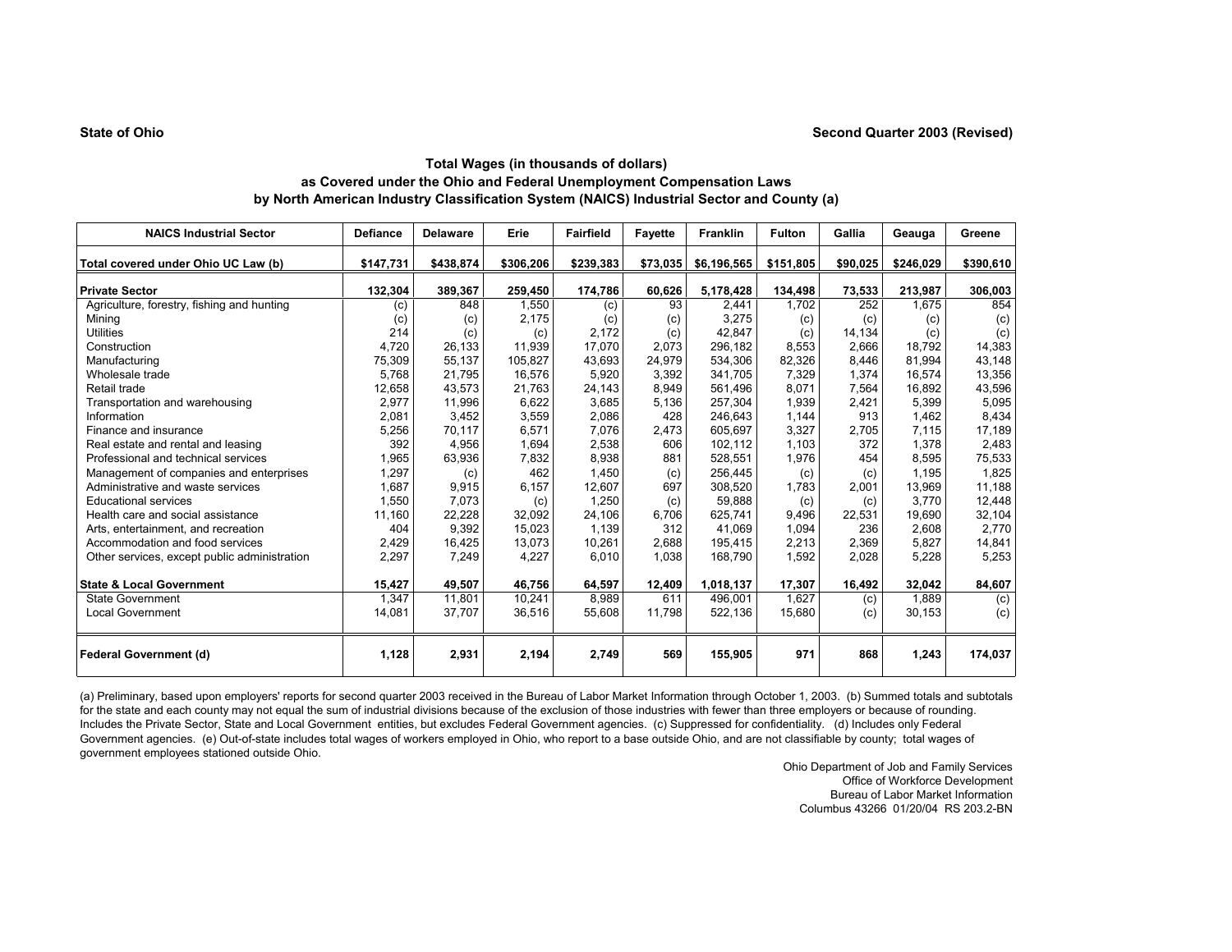**State of Ohio** **Second Quarter 2003 (Revised)**

### Total Wages (in thousands of dollars)
### as Covered under the Ohio and Federal Unemployment Compensation Laws
### by North American Industry Classification System (NAICS) Industrial Sector and County (a)

| NAICS Industrial Sector | Defiance | Delaware | Erie | Fairfield | Fayette | Franklin | Fulton | Gallia | Geauga | Greene |
|---|---|---|---|---|---|---|---|---|---|---|
| **Total covered under Ohio UC Law (b)** | **$147,731** | **$438,874** | **$306,206** | **$239,383** | **$73,035** | **$6,196,565** | **$151,805** | **$90,025** | **$246,029** | **$390,610** |
| **Private Sector** | **132,304** | **389,367** | **259,450** | **174,786** | **60,626** | **5,178,428** | **134,498** | **73,533** | **213,987** | **306,003** |
| Agriculture, forestry, fishing and hunting | (c) | 848 | 1,550 | (c) | 93 | 2,441 | 1,702 | 252 | 1,675 | 854 |
| Mining | (c) | (c) | 2,175 | (c) | (c) | 3,275 | (c) | (c) | (c) | (c) |
| Utilities | 214 | (c) | (c) | 2,172 | (c) | 42,847 | (c) | 14,134 | (c) | (c) |
| Construction | 4,720 | 26,133 | 11,939 | 17,070 | 2,073 | 296,182 | 8,553 | 2,666 | 18,792 | 14,383 |
| Manufacturing | 75,309 | 55,137 | 105,827 | 43,693 | 24,979 | 534,306 | 82,326 | 8,446 | 81,994 | 43,148 |
| Wholesale trade | 5,768 | 21,795 | 16,576 | 5,920 | 3,392 | 341,705 | 7,329 | 1,374 | 16,574 | 13,356 |
| Retail trade | 12,658 | 43,573 | 21,763 | 24,143 | 8,949 | 561,496 | 8,071 | 7,564 | 16,892 | 43,596 |
| Transportation and warehousing | 2,977 | 11,996 | 6,622 | 3,685 | 5,136 | 257,304 | 1,939 | 2,421 | 5,399 | 5,095 |
| Information | 2,081 | 3,452 | 3,559 | 2,086 | 428 | 246,643 | 1,144 | 913 | 1,462 | 8,434 |
| Finance and insurance | 5,256 | 70,117 | 6,571 | 7,076 | 2,473 | 605,697 | 3,327 | 2,705 | 7,115 | 17,189 |
| Real estate and rental and leasing | 392 | 4,956 | 1,694 | 2,538 | 606 | 102,112 | 1,103 | 372 | 1,378 | 2,483 |
| Professional and technical services | 1,965 | 63,936 | 7,832 | 8,938 | 881 | 528,551 | 1,976 | 454 | 8,595 | 75,533 |
| Management of companies and enterprises | 1,297 | (c) | 462 | 1,450 | (c) | 256,445 | (c) | (c) | 1,195 | 1,825 |
| Administrative and waste services | 1,687 | 9,915 | 6,157 | 12,607 | 697 | 308,520 | 1,783 | 2,001 | 13,969 | 11,188 |
| Educational services | 1,550 | 7,073 | (c) | 1,250 | (c) | 59,888 | (c) | (c) | 3,770 | 12,448 |
| Health care and social assistance | 11,160 | 22,228 | 32,092 | 24,106 | 6,706 | 625,741 | 9,496 | 22,531 | 19,690 | 32,104 |
| Arts, entertainment, and recreation | 404 | 9,392 | 15,023 | 1,139 | 312 | 41,069 | 1,094 | 236 | 2,608 | 2,770 |
| Accommodation and food services | 2,429 | 16,425 | 13,073 | 10,261 | 2,688 | 195,415 | 2,213 | 2,369 | 5,827 | 14,841 |
| Other services, except public administration | 2,297 | 7,249 | 4,227 | 6,010 | 1,038 | 168,790 | 1,592 | 2,028 | 5,228 | 5,253 |
| **State & Local Government** | **15,427** | **49,507** | **46,756** | **64,597** | **12,409** | **1,018,137** | **17,307** | **16,492** | **32,042** | **84,607** |
| State Government | 1,347 | 11,801 | 10,241 | 8,989 | 611 | 496,001 | 1,627 | (c) | 1,889 | (c) |
| Local Government | 14,081 | 37,707 | 36,516 | 55,608 | 11,798 | 522,136 | 15,680 | (c) | 30,153 | (c) |
| **Federal Government (d)** | **1,128** | **2,931** | **2,194** | **2,749** | **569** | **155,905** | **971** | **868** | **1,243** | **174,037** |

(a) Preliminary, based upon employers' reports for second quarter 2003 received in the Bureau of Labor Market Information through October 1, 2003. (b) Summed totals and subtotals for the state and each county may not equal the sum of industrial divisions because of the exclusion of those industries with fewer than three employers or because of rounding. Includes the Private Sector, State and Local Government entities, but excludes Federal Government agencies. (c) Suppressed for confidentiality. (d) Includes only Federal Government agencies. (e) Out-of-state includes total wages of workers employed in Ohio, who report to a base outside Ohio, and are not classifiable by county; total wages of government employees stationed outside Ohio.

Ohio Department of Job and Family Services
Office of Workforce Development
Bureau of Labor Market Information
Columbus 43266 01/20/04 RS 203.2-BN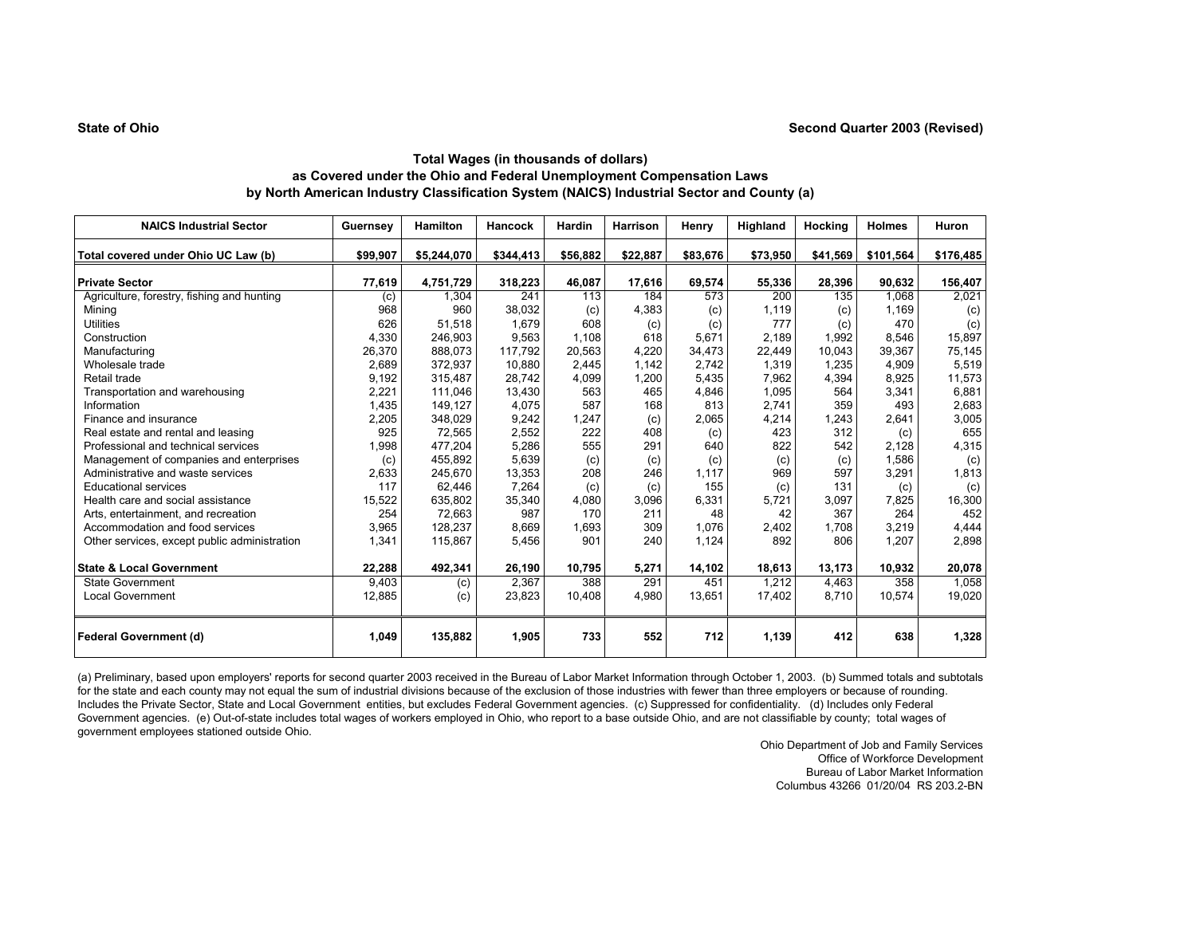**State of Ohio** **Second Quarter 2003 (Revised)**

### Total Wages (in thousands of dollars)
### as Covered under the Ohio and Federal Unemployment Compensation Laws
### by North American Industry Classification System (NAICS) Industrial Sector and County (a)

| NAICS Industrial Sector | Guernsey | Hamilton | Hancock | Hardin | Harrison | Henry | Highland | Hocking | Holmes | Huron |
|---|---|---|---|---|---|---|---|---|---|---|
| **Total covered under Ohio UC Law (b)** | **$99,907** | **$5,244,070** | **$344,413** | **$56,882** | **$22,887** | **$83,676** | **$73,950** | **$41,569** | **$101,564** | **$176,485** |
| **Private Sector** | **77,619** | **4,751,729** | **318,223** | **46,087** | **17,616** | **69,574** | **55,336** | **28,396** | **90,632** | **156,407** |
| Agriculture, forestry, fishing and hunting | (c) | 1,304 | 241 | 113 | 184 | 573 | 200 | 135 | 1,068 | 2,021 |
| Mining | 968 | 960 | 38,032 | (c) | 4,383 | (c) | 1,119 | (c) | 1,169 | (c) |
| Utilities | 626 | 51,518 | 1,679 | 608 | (c) | (c) | 777 | (c) | 470 | (c) |
| Construction | 4,330 | 246,903 | 9,563 | 1,108 | 618 | 5,671 | 2,189 | 1,992 | 8,546 | 15,897 |
| Manufacturing | 26,370 | 888,073 | 117,792 | 20,563 | 4,220 | 34,473 | 22,449 | 10,043 | 39,367 | 75,145 |
| Wholesale trade | 2,689 | 372,937 | 10,880 | 2,445 | 1,142 | 2,742 | 1,319 | 1,235 | 4,909 | 5,519 |
| Retail trade | 9,192 | 315,487 | 28,742 | 4,099 | 1,200 | 5,435 | 7,962 | 4,394 | 8,925 | 11,573 |
| Transportation and warehousing | 2,221 | 111,046 | 13,430 | 563 | 465 | 4,846 | 1,095 | 564 | 3,341 | 6,881 |
| Information | 1,435 | 149,127 | 4,075 | 587 | 168 | 813 | 2,741 | 359 | 493 | 2,683 |
| Finance and insurance | 2,205 | 348,029 | 9,242 | 1,247 | (c) | 2,065 | 4,214 | 1,243 | 2,641 | 3,005 |
| Real estate and rental and leasing | 925 | 72,565 | 2,552 | 222 | 408 | (c) | 423 | 312 | (c) | 655 |
| Professional and technical services | 1,998 | 477,204 | 5,286 | 555 | 291 | 640 | 822 | 542 | 2,128 | 4,315 |
| Management of companies and enterprises | (c) | 455,892 | 5,639 | (c) | (c) | (c) | (c) | (c) | 1,586 | (c) |
| Administrative and waste services | 2,633 | 245,670 | 13,353 | 208 | 246 | 1,117 | 969 | 597 | 3,291 | 1,813 |
| Educational services | 117 | 62,446 | 7,264 | (c) | (c) | 155 | (c) | 131 | (c) | (c) |
| Health care and social assistance | 15,522 | 635,802 | 35,340 | 4,080 | 3,096 | 6,331 | 5,721 | 3,097 | 7,825 | 16,300 |
| Arts, entertainment, and recreation | 254 | 72,663 | 987 | 170 | 211 | 48 | 42 | 367 | 264 | 452 |
| Accommodation and food services | 3,965 | 128,237 | 8,669 | 1,693 | 309 | 1,076 | 2,402 | 1,708 | 3,219 | 4,444 |
| Other services, except public administration | 1,341 | 115,867 | 5,456 | 901 | 240 | 1,124 | 892 | 806 | 1,207 | 2,898 |
| **State & Local Government** | **22,288** | **492,341** | **26,190** | **10,795** | **5,271** | **14,102** | **18,613** | **13,173** | **10,932** | **20,078** |
| State Government | 9,403 | (c) | 2,367 | 388 | 291 | 451 | 1,212 | 4,463 | 358 | 1,058 |
| Local Government | 12,885 | (c) | 23,823 | 10,408 | 4,980 | 13,651 | 17,402 | 8,710 | 10,574 | 19,020 |
| **Federal Government (d)** | **1,049** | **135,882** | **1,905** | **733** | **552** | **712** | **1,139** | **412** | **638** | **1,328** |

(a) Preliminary, based upon employers' reports for second quarter 2003 received in the Bureau of Labor Market Information through October 1, 2003. (b) Summed totals and subtotals for the state and each county may not equal the sum of industrial divisions because of the exclusion of those industries with fewer than three employers or because of rounding. Includes the Private Sector, State and Local Government entities, but excludes Federal Government agencies. (c) Suppressed for confidentiality. (d) Includes only Federal Government agencies. (e) Out-of-state includes total wages of workers employed in Ohio, who report to a base outside Ohio, and are not classifiable by county; total wages of government employees stationed outside Ohio.

Ohio Department of Job and Family Services
Office of Workforce Development
Bureau of Labor Market Information
Columbus 43266 01/20/04 RS 203.2-BN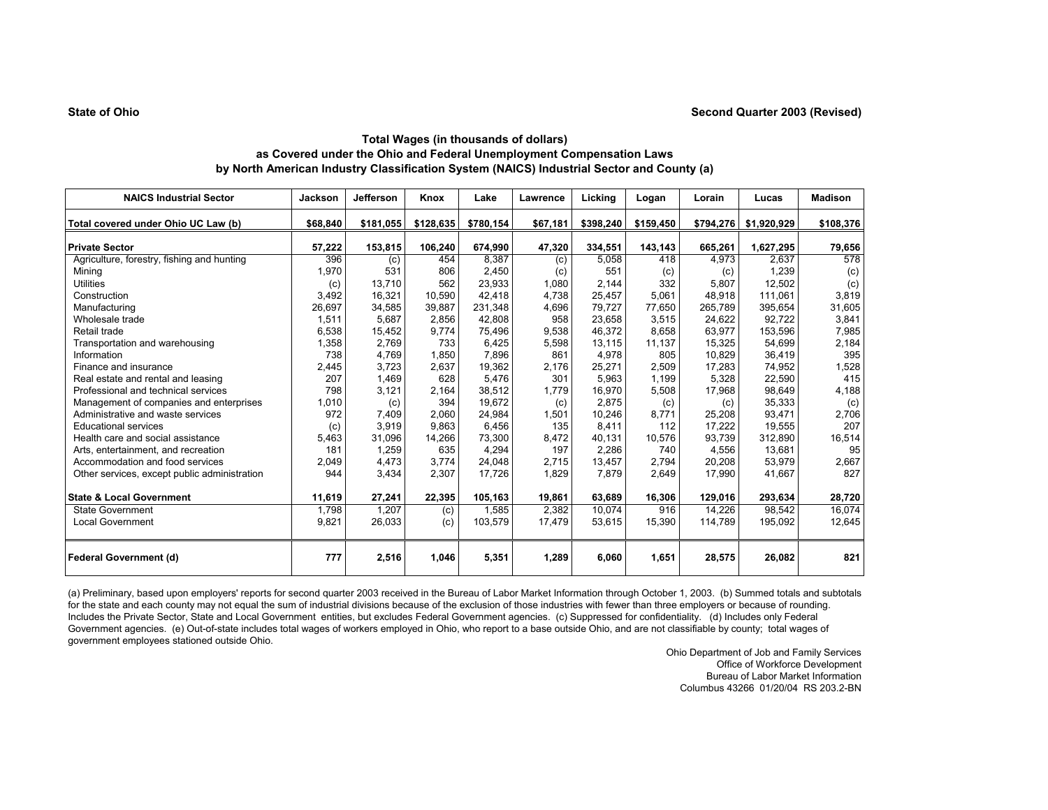**State of Ohio** **Second Quarter 2003 (Revised)**

### Total Wages (in thousands of dollars)
### as Covered under the Ohio and Federal Unemployment Compensation Laws
### by North American Industry Classification System (NAICS) Industrial Sector and County (a)

| NAICS Industrial Sector | Jackson | Jefferson | Knox | Lake | Lawrence | Licking | Logan | Lorain | Lucas | Madison |
|---|---|---|---|---|---|---|---|---|---|---|
| **Total covered under Ohio UC Law (b)** | **$68,840** | **$181,055** | **$128,635** | **$780,154** | **$67,181** | **$398,240** | **$159,450** | **$794,276** | **$1,920,929** | **$108,376** |
| **Private Sector** | **57,222** | **153,815** | **106,240** | **674,990** | **47,320** | **334,551** | **143,143** | **665,261** | **1,627,295** | **79,656** |
| Agriculture, forestry, fishing and hunting | 396 | (c) | 454 | 8,387 | (c) | 5,058 | 418 | 4,973 | 2,637 | 578 |
| Mining | 1,970 | 531 | 806 | 2,450 | (c) | 551 | (c) | (c) | 1,239 | (c) |
| Utilities | (c) | 13,710 | 562 | 23,933 | 1,080 | 2,144 | 332 | 5,807 | 12,502 | (c) |
| Construction | 3,492 | 16,321 | 10,590 | 42,418 | 4,738 | 25,457 | 5,061 | 48,918 | 111,061 | 3,819 |
| Manufacturing | 26,697 | 34,585 | 39,887 | 231,348 | 4,696 | 79,727 | 77,650 | 265,789 | 395,654 | 31,605 |
| Wholesale trade | 1,511 | 5,687 | 2,856 | 42,808 | 958 | 23,658 | 3,515 | 24,622 | 92,722 | 3,841 |
| Retail trade | 6,538 | 15,452 | 9,774 | 75,496 | 9,538 | 46,372 | 8,658 | 63,977 | 153,596 | 7,985 |
| Transportation and warehousing | 1,358 | 2,769 | 733 | 6,425 | 5,598 | 13,115 | 11,137 | 15,325 | 54,699 | 2,184 |
| Information | 738 | 4,769 | 1,850 | 7,896 | 861 | 4,978 | 805 | 10,829 | 36,419 | 395 |
| Finance and insurance | 2,445 | 3,723 | 2,637 | 19,362 | 2,176 | 25,271 | 2,509 | 17,283 | 74,952 | 1,528 |
| Real estate and rental and leasing | 207 | 1,469 | 628 | 5,476 | 301 | 5,963 | 1,199 | 5,328 | 22,590 | 415 |
| Professional and technical services | 798 | 3,121 | 2,164 | 38,512 | 1,779 | 16,970 | 5,508 | 17,968 | 98,649 | 4,188 |
| Management of companies and enterprises | 1,010 | (c) | 394 | 19,672 | (c) | 2,875 | (c) | (c) | 35,333 | (c) |
| Administrative and waste services | 972 | 7,409 | 2,060 | 24,984 | 1,501 | 10,246 | 8,771 | 25,208 | 93,471 | 2,706 |
| Educational services | (c) | 3,919 | 9,863 | 6,456 | 135 | 8,411 | 112 | 17,222 | 19,555 | 207 |
| Health care and social assistance | 5,463 | 31,096 | 14,266 | 73,300 | 8,472 | 40,131 | 10,576 | 93,739 | 312,890 | 16,514 |
| Arts, entertainment, and recreation | 181 | 1,259 | 635 | 4,294 | 197 | 2,286 | 740 | 4,556 | 13,681 | 95 |
| Accommodation and food services | 2,049 | 4,473 | 3,774 | 24,048 | 2,715 | 13,457 | 2,794 | 20,208 | 53,979 | 2,667 |
| Other services, except public administration | 944 | 3,434 | 2,307 | 17,726 | 1,829 | 7,879 | 2,649 | 17,990 | 41,667 | 827 |
| **State & Local Government** | **11,619** | **27,241** | **22,395** | **105,163** | **19,861** | **63,689** | **16,306** | **129,016** | **293,634** | **28,720** |
| State Government | 1,798 | 1,207 | (c) | 1,585 | 2,382 | 10,074 | 916 | 14,226 | 98,542 | 16,074 |
| Local Government | 9,821 | 26,033 | (c) | 103,579 | 17,479 | 53,615 | 15,390 | 114,789 | 195,092 | 12,645 |
| **Federal Government (d)** | **777** | **2,516** | **1,046** | **5,351** | **1,289** | **6,060** | **1,651** | **28,575** | **26,082** | **821** |

(a) Preliminary, based upon employers' reports for second quarter 2003 received in the Bureau of Labor Market Information through October 1, 2003. (b) Summed totals and subtotals for the state and each county may not equal the sum of industrial divisions because of the exclusion of those industries with fewer than three employers or because of rounding. Includes the Private Sector, State and Local Government entities, but excludes Federal Government agencies. (c) Suppressed for confidentiality. (d) Includes only Federal Government agencies. (e) Out-of-state includes total wages of workers employed in Ohio, who report to a base outside Ohio, and are not classifiable by county; total wages of government employees stationed outside Ohio.

Ohio Department of Job and Family Services
Office of Workforce Development
Bureau of Labor Market Information
Columbus 43266 01/20/04 RS 203.2-BN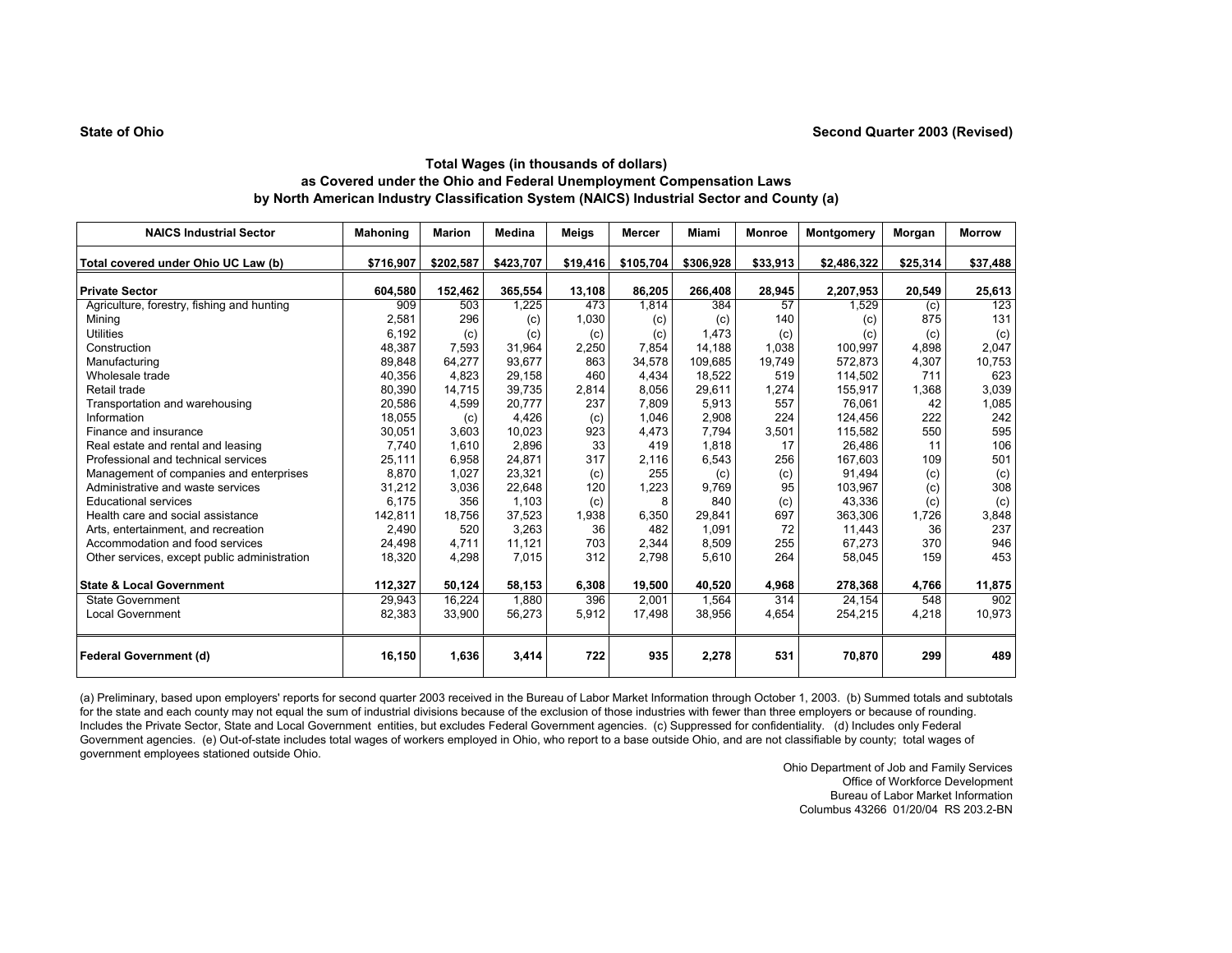**State of Ohio** **Second Quarter 2003 (Revised)**

### Total Wages (in thousands of dollars)
### as Covered under the Ohio and Federal Unemployment Compensation Laws
### by North American Industry Classification System (NAICS) Industrial Sector and County (a)

| NAICS Industrial Sector | Mahoning | Marion | Medina | Meigs | Mercer | Miami | Monroe | Montgomery | Morgan | Morrow |
|---|---|---|---|---|---|---|---|---|---|---|
| **Total covered under Ohio UC Law (b)** | **$716,907** | **$202,587** | **$423,707** | **$19,416** | **$105,704** | **$306,928** | **$33,913** | **$2,486,322** | **$25,314** | **$37,488** |
| **Private Sector** | **604,580** | **152,462** | **365,554** | **13,108** | **86,205** | **266,408** | **28,945** | **2,207,953** | **20,549** | **25,613** |
| Agriculture, forestry, fishing and hunting | 909 | 503 | 1,225 | 473 | 1,814 | 384 | 57 | 1,529 | (c) | 123 |
| Mining | 2,581 | 296 | (c) | 1,030 | (c) | (c) | 140 | (c) | 875 | 131 |
| Utilities | 6,192 | (c) | (c) | (c) | (c) | 1,473 | (c) | (c) | (c) | (c) |
| Construction | 48,387 | 7,593 | 31,964 | 2,250 | 7,854 | 14,188 | 1,038 | 100,997 | 4,898 | 2,047 |
| Manufacturing | 89,848 | 64,277 | 93,677 | 863 | 34,578 | 109,685 | 19,749 | 572,873 | 4,307 | 10,753 |
| Wholesale trade | 40,356 | 4,823 | 29,158 | 460 | 4,434 | 18,522 | 519 | 114,502 | 711 | 623 |
| Retail trade | 80,390 | 14,715 | 39,735 | 2,814 | 8,056 | 29,611 | 1,274 | 155,917 | 1,368 | 3,039 |
| Transportation and warehousing | 20,586 | 4,599 | 20,777 | 237 | 7,809 | 5,913 | 557 | 76,061 | 42 | 1,085 |
| Information | 18,055 | (c) | 4,426 | (c) | 1,046 | 2,908 | 224 | 124,456 | 222 | 242 |
| Finance and insurance | 30,051 | 3,603 | 10,023 | 923 | 4,473 | 7,794 | 3,501 | 115,582 | 550 | 595 |
| Real estate and rental and leasing | 7,740 | 1,610 | 2,896 | 33 | 419 | 1,818 | 17 | 26,486 | 11 | 106 |
| Professional and technical services | 25,111 | 6,958 | 24,871 | 317 | 2,116 | 6,543 | 256 | 167,603 | 109 | 501 |
| Management of companies and enterprises | 8,870 | 1,027 | 23,321 | (c) | 255 | (c) | (c) | 91,494 | (c) | (c) |
| Administrative and waste services | 31,212 | 3,036 | 22,648 | 120 | 1,223 | 9,769 | 95 | 103,967 | (c) | 308 |
| Educational services | 6,175 | 356 | 1,103 | (c) | 8 | 840 | (c) | 43,336 | (c) | (c) |
| Health care and social assistance | 142,811 | 18,756 | 37,523 | 1,938 | 6,350 | 29,841 | 697 | 363,306 | 1,726 | 3,848 |
| Arts, entertainment, and recreation | 2,490 | 520 | 3,263 | 36 | 482 | 1,091 | 72 | 11,443 | 36 | 237 |
| Accommodation and food services | 24,498 | 4,711 | 11,121 | 703 | 2,344 | 8,509 | 255 | 67,273 | 370 | 946 |
| Other services, except public administration | 18,320 | 4,298 | 7,015 | 312 | 2,798 | 5,610 | 264 | 58,045 | 159 | 453 |
| **State & Local Government** | **112,327** | **50,124** | **58,153** | **6,308** | **19,500** | **40,520** | **4,968** | **278,368** | **4,766** | **11,875** |
| State Government | 29,943 | 16,224 | 1,880 | 396 | 2,001 | 1,564 | 314 | 24,154 | 548 | 902 |
| Local Government | 82,383 | 33,900 | 56,273 | 5,912 | 17,498 | 38,956 | 4,654 | 254,215 | 4,218 | 10,973 |
| **Federal Government (d)** | **16,150** | **1,636** | **3,414** | **722** | **935** | **2,278** | **531** | **70,870** | **299** | **489** |

(a) Preliminary, based upon employers' reports for second quarter 2003 received in the Bureau of Labor Market Information through October 1, 2003. (b) Summed totals and subtotals for the state and each county may not equal the sum of industrial divisions because of the exclusion of those industries with fewer than three employers or because of rounding. Includes the Private Sector, State and Local Government entities, but excludes Federal Government agencies. (c) Suppressed for confidentiality. (d) Includes only Federal Government agencies. (e) Out-of-state includes total wages of workers employed in Ohio, who report to a base outside Ohio, and are not classifiable by county; total wages of government employees stationed outside Ohio.

Ohio Department of Job and Family Services
Office of Workforce Development
Bureau of Labor Market Information
Columbus 43266 01/20/04 RS 203.2-BN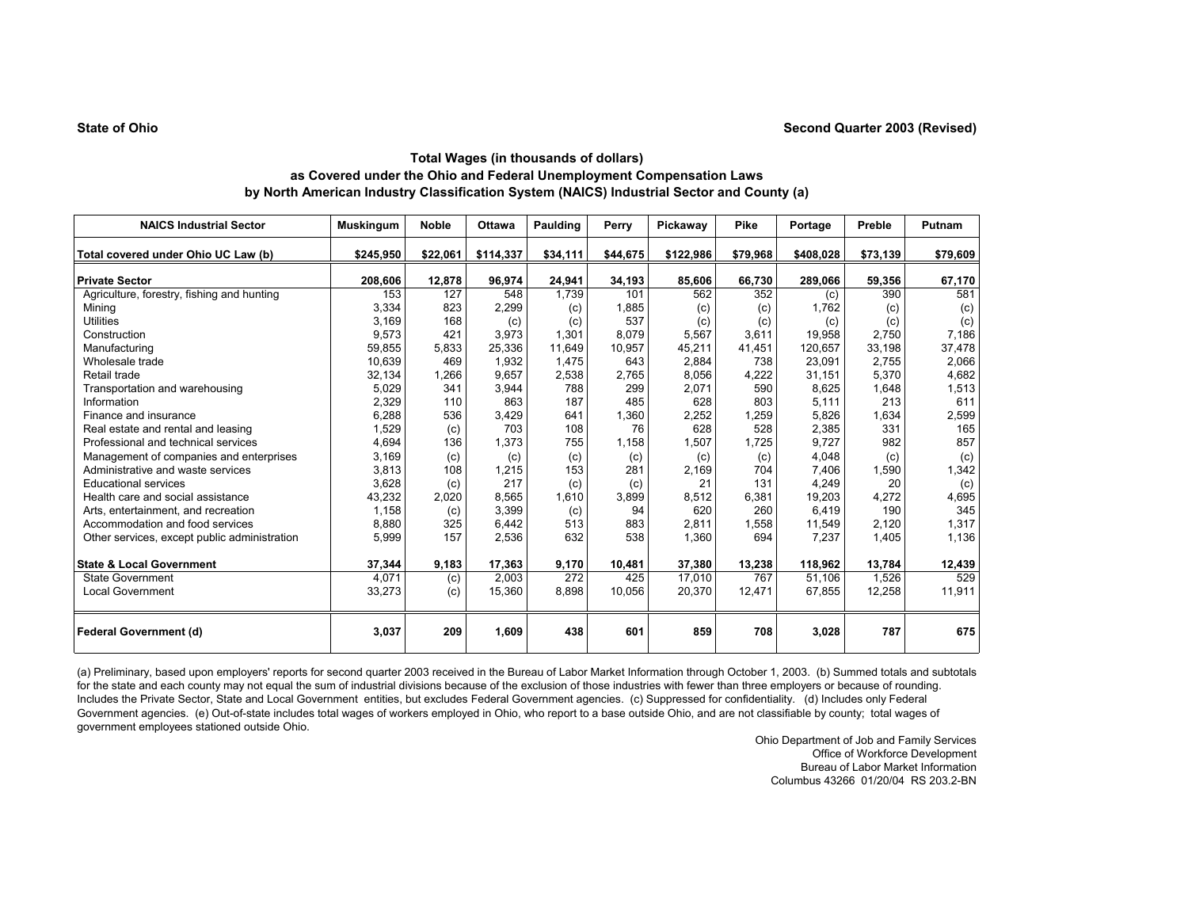**State of Ohio** **Second Quarter 2003 (Revised)**

### Total Wages (in thousands of dollars)
### as Covered under the Ohio and Federal Unemployment Compensation Laws
### by North American Industry Classification System (NAICS) Industrial Sector and County (a)

| NAICS Industrial Sector | Muskingum | Noble | Ottawa | Paulding | Perry | Pickaway | Pike | Portage | Preble | Putnam |
|---|---|---|---|---|---|---|---|---|---|---|
| **Total covered under Ohio UC Law (b)** | **$245,950** | **$22,061** | **$114,337** | **$34,111** | **$44,675** | **$122,986** | **$79,968** | **$408,028** | **$73,139** | **$79,609** |
| **Private Sector** | **208,606** | **12,878** | **96,974** | **24,941** | **34,193** | **85,606** | **66,730** | **289,066** | **59,356** | **67,170** |
| Agriculture, forestry, fishing and hunting | 153 | 127 | 548 | 1,739 | 101 | 562 | 352 | (c) | 390 | 581 |
| Mining | 3,334 | 823 | 2,299 | (c) | 1,885 | (c) | (c) | 1,762 | (c) | (c) |
| Utilities | 3,169 | 168 | (c) | (c) | 537 | (c) | (c) | (c) | (c) | (c) |
| Construction | 9,573 | 421 | 3,973 | 1,301 | 8,079 | 5,567 | 3,611 | 19,958 | 2,750 | 7,186 |
| Manufacturing | 59,855 | 5,833 | 25,336 | 11,649 | 10,957 | 45,211 | 41,451 | 120,657 | 33,198 | 37,478 |
| Wholesale trade | 10,639 | 469 | 1,932 | 1,475 | 643 | 2,884 | 738 | 23,091 | 2,755 | 2,066 |
| Retail trade | 32,134 | 1,266 | 9,657 | 2,538 | 2,765 | 8,056 | 4,222 | 31,151 | 5,370 | 4,682 |
| Transportation and warehousing | 5,029 | 341 | 3,944 | 788 | 299 | 2,071 | 590 | 8,625 | 1,648 | 1,513 |
| Information | 2,329 | 110 | 863 | 187 | 485 | 628 | 803 | 5,111 | 213 | 611 |
| Finance and insurance | 6,288 | 536 | 3,429 | 641 | 1,360 | 2,252 | 1,259 | 5,826 | 1,634 | 2,599 |
| Real estate and rental and leasing | 1,529 | (c) | 703 | 108 | 76 | 628 | 528 | 2,385 | 331 | 165 |
| Professional and technical services | 4,694 | 136 | 1,373 | 755 | 1,158 | 1,507 | 1,725 | 9,727 | 982 | 857 |
| Management of companies and enterprises | 3,169 | (c) | (c) | (c) | (c) | (c) | (c) | 4,048 | (c) | (c) |
| Administrative and waste services | 3,813 | 108 | 1,215 | 153 | 281 | 2,169 | 704 | 7,406 | 1,590 | 1,342 |
| Educational services | 3,628 | (c) | 217 | (c) | (c) | 21 | 131 | 4,249 | 20 | (c) |
| Health care and social assistance | 43,232 | 2,020 | 8,565 | 1,610 | 3,899 | 8,512 | 6,381 | 19,203 | 4,272 | 4,695 |
| Arts, entertainment, and recreation | 1,158 | (c) | 3,399 | (c) | 94 | 620 | 260 | 6,419 | 190 | 345 |
| Accommodation and food services | 8,880 | 325 | 6,442 | 513 | 883 | 2,811 | 1,558 | 11,549 | 2,120 | 1,317 |
| Other services, except public administration | 5,999 | 157 | 2,536 | 632 | 538 | 1,360 | 694 | 7,237 | 1,405 | 1,136 |
| **State & Local Government** | **37,344** | **9,183** | **17,363** | **9,170** | **10,481** | **37,380** | **13,238** | **118,962** | **13,784** | **12,439** |
| State Government | 4,071 | (c) | 2,003 | 272 | 425 | 17,010 | 767 | 51,106 | 1,526 | 529 |
| Local Government | 33,273 | (c) | 15,360 | 8,898 | 10,056 | 20,370 | 12,471 | 67,855 | 12,258 | 11,911 |
| **Federal Government (d)** | **3,037** | **209** | **1,609** | **438** | **601** | **859** | **708** | **3,028** | **787** | **675** |

(a) Preliminary, based upon employers' reports for second quarter 2003 received in the Bureau of Labor Market Information through October 1, 2003. (b) Summed totals and subtotals for the state and each county may not equal the sum of industrial divisions because of the exclusion of those industries with fewer than three employers or because of rounding. Includes the Private Sector, State and Local Government entities, but excludes Federal Government agencies. (c) Suppressed for confidentiality. (d) Includes only Federal Government agencies. (e) Out-of-state includes total wages of workers employed in Ohio, who report to a base outside Ohio, and are not classifiable by county; total wages of government employees stationed outside Ohio.

Ohio Department of Job and Family Services
Office of Workforce Development
Bureau of Labor Market Information
Columbus 43266 01/20/04 RS 203.2-BN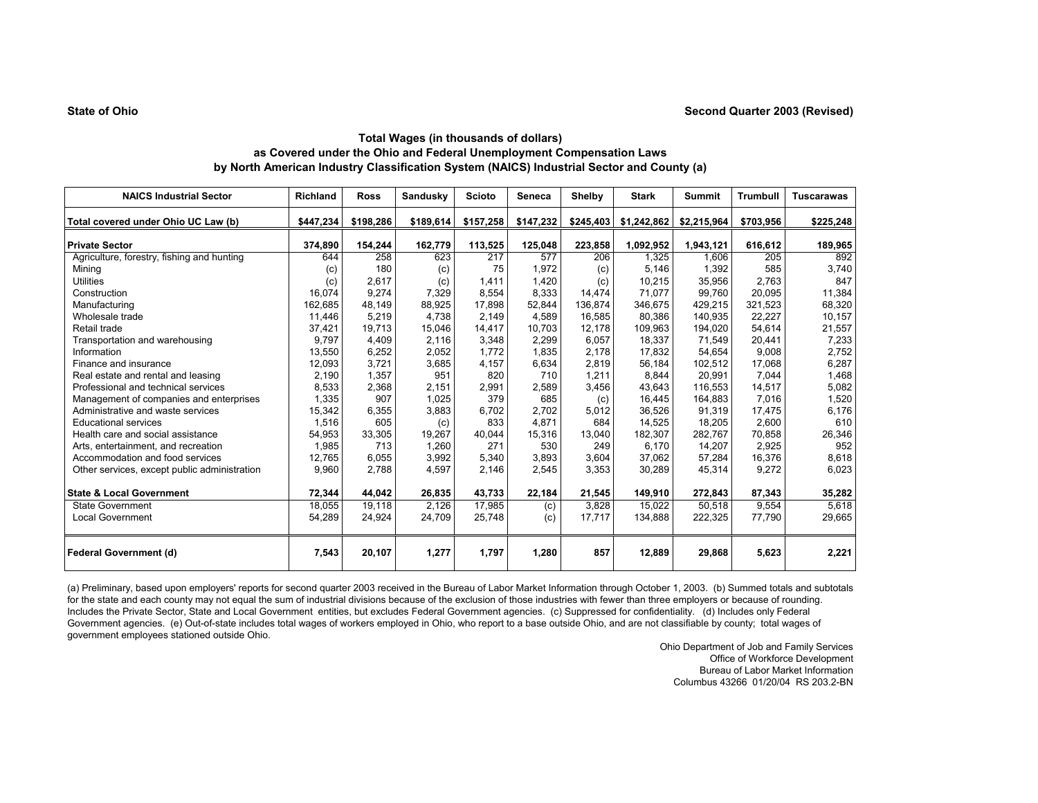**State of Ohio** **Second Quarter 2003 (Revised)**

### Total Wages (in thousands of dollars) as Covered under the Ohio and Federal Unemployment Compensation Laws by North American Industry Classification System (NAICS) Industrial Sector and County (a)

| NAICS Industrial Sector | Richland | Ross | Sandusky | Scioto | Seneca | Shelby | Stark | Summit | Trumbull | Tuscarawas |
|---|---|---|---|---|---|---|---|---|---|---|
| **Total covered under Ohio UC Law (b)** | **$447,234** | **$198,286** | **$189,614** | **$157,258** | **$147,232** | **$245,403** | **$1,242,862** | **$2,215,964** | **$703,956** | **$225,248** |
| **Private Sector** | **374,890** | **154,244** | **162,779** | **113,525** | **125,048** | **223,858** | **1,092,952** | **1,943,121** | **616,612** | **189,965** |
| Agriculture, forestry, fishing and hunting | 644 | 258 | 623 | 217 | 577 | 206 | 1,325 | 1,606 | 205 | 892 |
| Mining | (c) | 180 | (c) | 75 | 1,972 | (c) | 5,146 | 1,392 | 585 | 3,740 |
| Utilities | (c) | 2,617 | (c) | 1,411 | 1,420 | (c) | 10,215 | 35,956 | 2,763 | 847 |
| Construction | 16,074 | 9,274 | 7,329 | 8,554 | 8,333 | 14,474 | 71,077 | 99,760 | 20,095 | 11,384 |
| Manufacturing | 162,685 | 48,149 | 88,925 | 17,898 | 52,844 | 136,874 | 346,675 | 429,215 | 321,523 | 68,320 |
| Wholesale trade | 11,446 | 5,219 | 4,738 | 2,149 | 4,589 | 16,585 | 80,386 | 140,935 | 22,227 | 10,157 |
| Retail trade | 37,421 | 19,713 | 15,046 | 14,417 | 10,703 | 12,178 | 109,963 | 194,020 | 54,614 | 21,557 |
| Transportation and warehousing | 9,797 | 4,409 | 2,116 | 3,348 | 2,299 | 6,057 | 18,337 | 71,549 | 20,441 | 7,233 |
| Information | 13,550 | 6,252 | 2,052 | 1,772 | 1,835 | 2,178 | 17,832 | 54,654 | 9,008 | 2,752 |
| Finance and insurance | 12,093 | 3,721 | 3,685 | 4,157 | 6,634 | 2,819 | 56,184 | 102,512 | 17,068 | 6,287 |
| Real estate and rental and leasing | 2,190 | 1,357 | 951 | 820 | 710 | 1,211 | 8,844 | 20,991 | 7,044 | 1,468 |
| Professional and technical services | 8,533 | 2,368 | 2,151 | 2,991 | 2,589 | 3,456 | 43,643 | 116,553 | 14,517 | 5,082 |
| Management of companies and enterprises | 1,335 | 907 | 1,025 | 379 | 685 | (c) | 16,445 | 164,883 | 7,016 | 1,520 |
| Administrative and waste services | 15,342 | 6,355 | 3,883 | 6,702 | 2,702 | 5,012 | 36,526 | 91,319 | 17,475 | 6,176 |
| Educational services | 1,516 | 605 | (c) | 833 | 4,871 | 684 | 14,525 | 18,205 | 2,600 | 610 |
| Health care and social assistance | 54,953 | 33,305 | 19,267 | 40,044 | 15,316 | 13,040 | 182,307 | 282,767 | 70,858 | 26,346 |
| Arts, entertainment, and recreation | 1,985 | 713 | 1,260 | 271 | 530 | 249 | 6,170 | 14,207 | 2,925 | 952 |
| Accommodation and food services | 12,765 | 6,055 | 3,992 | 5,340 | 3,893 | 3,604 | 37,062 | 57,284 | 16,376 | 8,618 |
| Other services, except public administration | 9,960 | 2,788 | 4,597 | 2,146 | 2,545 | 3,353 | 30,289 | 45,314 | 9,272 | 6,023 |
| **State & Local Government** | **72,344** | **44,042** | **26,835** | **43,733** | **22,184** | **21,545** | **149,910** | **272,843** | **87,343** | **35,282** |
| State Government | 18,055 | 19,118 | 2,126 | 17,985 | (c) | 3,828 | 15,022 | 50,518 | 9,554 | 5,618 |
| Local Government | 54,289 | 24,924 | 24,709 | 25,748 | (c) | 17,717 | 134,888 | 222,325 | 77,790 | 29,665 |
| **Federal Government (d)** | **7,543** | **20,107** | **1,277** | **1,797** | **1,280** | **857** | **12,889** | **29,868** | **5,623** | **2,221** |

(a) Preliminary, based upon employers' reports for second quarter 2003 received in the Bureau of Labor Market Information through October 1, 2003. (b) Summed totals and subtotals for the state and each county may not equal the sum of industrial divisions because of the exclusion of those industries with fewer than three employers or because of rounding. Includes the Private Sector, State and Local Government entities, but excludes Federal Government agencies. (c) Suppressed for confidentiality. (d) Includes only Federal Government agencies. (e) Out-of-state includes total wages of workers employed in Ohio, who report to a base outside Ohio, and are not classifiable by county; total wages of government employees stationed outside Ohio.

Ohio Department of Job and Family Services
Office of Workforce Development
Bureau of Labor Market Information
Columbus 43266 01/20/04 RS 203.2-BN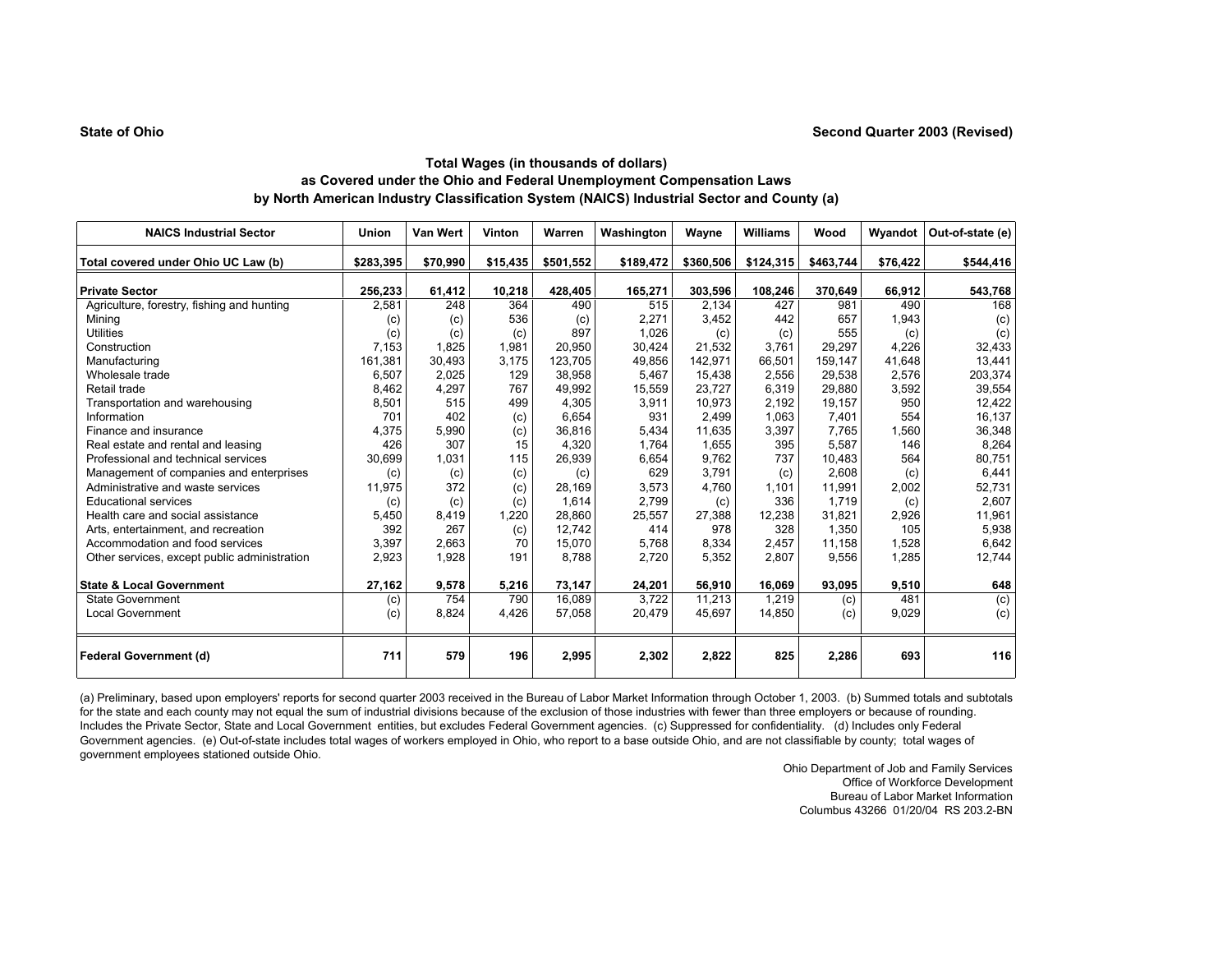**State of Ohio** **Second Quarter 2003 (Revised)**

### Total Wages (in thousands of dollars)
### as Covered under the Ohio and Federal Unemployment Compensation Laws
### by North American Industry Classification System (NAICS) Industrial Sector and County (a)

| NAICS Industrial Sector | Union | Van Wert | Vinton | Warren | Washington | Wayne | Williams | Wood | Wyandot | Out-of-state (e) |
|---|---|---|---|---|---|---|---|---|---|---|
| **Total covered under Ohio UC Law (b)** | **$283,395** | **$70,990** | **$15,435** | **$501,552** | **$189,472** | **$360,506** | **$124,315** | **$463,744** | **$76,422** | **$544,416** |
| **Private Sector** | **256,233** | **61,412** | **10,218** | **428,405** | **165,271** | **303,596** | **108,246** | **370,649** | **66,912** | **543,768** |
| Agriculture, forestry, fishing and hunting | 2,581 | 248 | 364 | 490 | 515 | 2,134 | 427 | 981 | 490 | 168 |
| Mining | (c) | (c) | 536 | (c) | 2,271 | 3,452 | 442 | 657 | 1,943 | (c) |
| Utilities | (c) | (c) | (c) | 897 | 1,026 | (c) | (c) | 555 | (c) | (c) |
| Construction | 7,153 | 1,825 | 1,981 | 20,950 | 30,424 | 21,532 | 3,761 | 29,297 | 4,226 | 32,433 |
| Manufacturing | 161,381 | 30,493 | 3,175 | 123,705 | 49,856 | 142,971 | 66,501 | 159,147 | 41,648 | 13,441 |
| Wholesale trade | 6,507 | 2,025 | 129 | 38,958 | 5,467 | 15,438 | 2,556 | 29,538 | 2,576 | 203,374 |
| Retail trade | 8,462 | 4,297 | 767 | 49,992 | 15,559 | 23,727 | 6,319 | 29,880 | 3,592 | 39,554 |
| Transportation and warehousing | 8,501 | 515 | 499 | 4,305 | 3,911 | 10,973 | 2,192 | 19,157 | 950 | 12,422 |
| Information | 701 | 402 | (c) | 6,654 | 931 | 2,499 | 1,063 | 7,401 | 554 | 16,137 |
| Finance and insurance | 4,375 | 5,990 | (c) | 36,816 | 5,434 | 11,635 | 3,397 | 7,765 | 1,560 | 36,348 |
| Real estate and rental and leasing | 426 | 307 | 15 | 4,320 | 1,764 | 1,655 | 395 | 5,587 | 146 | 8,264 |
| Professional and technical services | 30,699 | 1,031 | 115 | 26,939 | 6,654 | 9,762 | 737 | 10,483 | 564 | 80,751 |
| Management of companies and enterprises | (c) | (c) | (c) | (c) | 629 | 3,791 | (c) | 2,608 | (c) | 6,441 |
| Administrative and waste services | 11,975 | 372 | (c) | 28,169 | 3,573 | 4,760 | 1,101 | 11,991 | 2,002 | 52,731 |
| Educational services | (c) | (c) | (c) | 1,614 | 2,799 | (c) | 336 | 1,719 | (c) | 2,607 |
| Health care and social assistance | 5,450 | 8,419 | 1,220 | 28,860 | 25,557 | 27,388 | 12,238 | 31,821 | 2,926 | 11,961 |
| Arts, entertainment, and recreation | 392 | 267 | (c) | 12,742 | 414 | 978 | 328 | 1,350 | 105 | 5,938 |
| Accommodation and food services | 3,397 | 2,663 | 70 | 15,070 | 5,768 | 8,334 | 2,457 | 11,158 | 1,528 | 6,642 |
| Other services, except public administration | 2,923 | 1,928 | 191 | 8,788 | 2,720 | 5,352 | 2,807 | 9,556 | 1,285 | 12,744 |
| **State & Local Government** | **27,162** | **9,578** | **5,216** | **73,147** | **24,201** | **56,910** | **16,069** | **93,095** | **9,510** | **648** |
| State Government | (c) | 754 | 790 | 16,089 | 3,722 | 11,213 | 1,219 | (c) | 481 | (c) |
| Local Government | (c) | 8,824 | 4,426 | 57,058 | 20,479 | 45,697 | 14,850 | (c) | 9,029 | (c) |
| **Federal Government (d)** | **711** | **579** | **196** | **2,995** | **2,302** | **2,822** | **825** | **2,286** | **693** | **116** |

(a) Preliminary, based upon employers' reports for second quarter 2003 received in the Bureau of Labor Market Information through October 1, 2003. (b) Summed totals and subtotals for the state and each county may not equal the sum of industrial divisions because of the exclusion of those industries with fewer than three employers or because of rounding. Includes the Private Sector, State and Local Government entities, but excludes Federal Government agencies. (c) Suppressed for confidentiality. (d) Includes only Federal Government agencies. (e) Out-of-state includes total wages of workers employed in Ohio, who report to a base outside Ohio, and are not classifiable by county; total wages of government employees stationed outside Ohio.

Ohio Department of Job and Family Services
Office of Workforce Development
Bureau of Labor Market Information
Columbus 43266 01/20/04 RS 203.2-BN